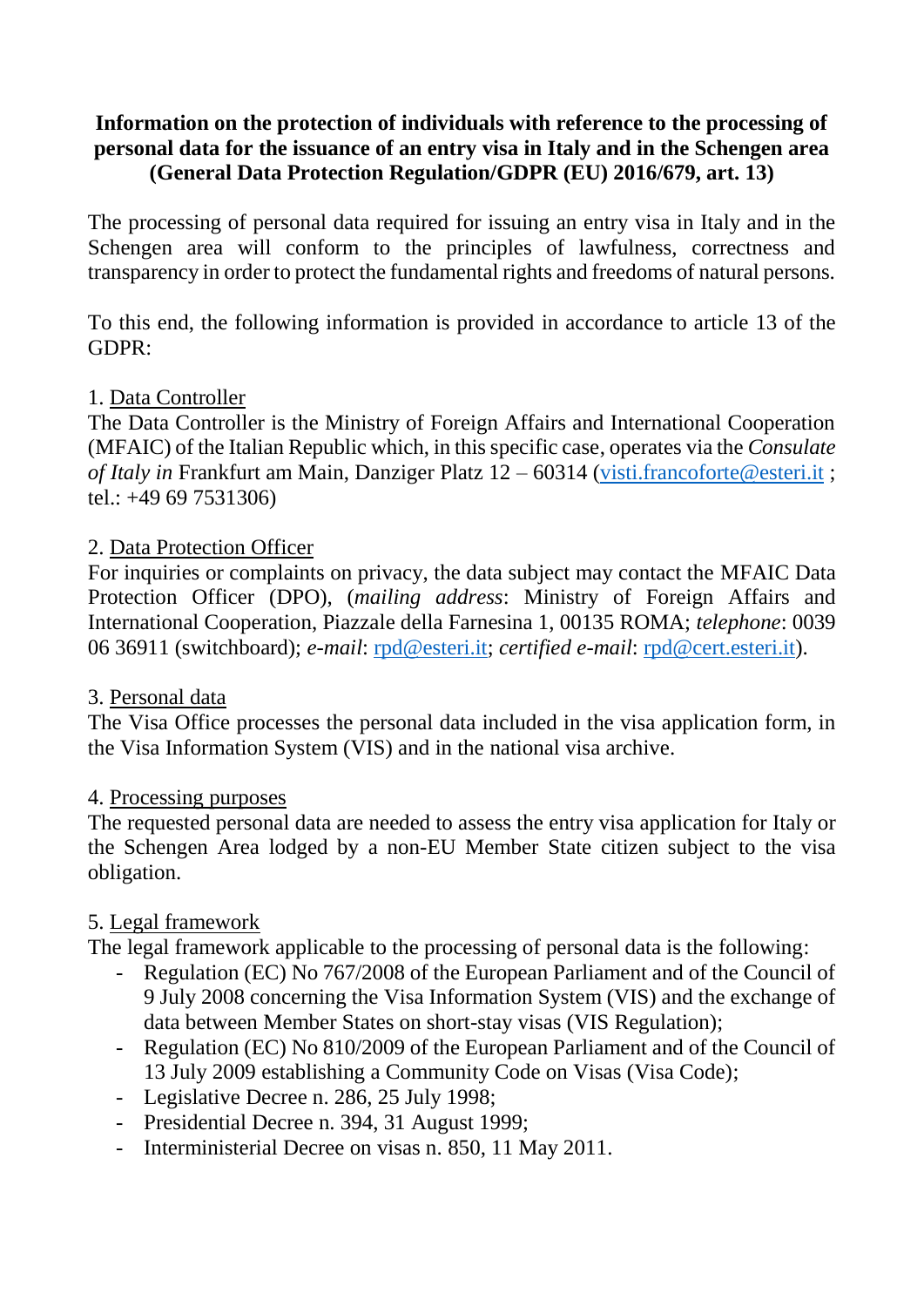**Information on the protection of individuals with reference to the processing of personal data for the issuance of an entry visa in Italy and in the Schengen area (General Data Protection Regulation/GDPR (EU) 2016/679, art. 13)**

The processing of personal data required for issuing an entry visa in Italy and in the Schengen area will conform to the principles of lawfulness, correctness and transparency in order to protect the fundamental rights and freedoms of natural persons.

To this end, the following information is provided in accordance to article 13 of the GDPR:

1. Data Controller

The Data Controller is the Ministry of Foreign Affairs and International Cooperation (MFAIC) of the Italian Republic which, in this specific case, operates via the *Consulate of Italy in* Frankfurt am Main, Danziger Platz 12 – 60314 (visti.francoforte@esteri.it ; tel.: +49 69 7531306)

2. Data Protection Officer

For inquiries or complaints on privacy, the data subject may contact the MFAIC Data Protection Officer (DPO), (*mailing address*: Ministry of Foreign Affairs and International Cooperation, Piazzale della Farnesina 1, 00135 ROMA; *telephone*: 0039 06 36911 (switchboard); *e-mail*: rpd@esteri.it; *certified e-mail*: rpd@cert.esteri.it).

3. Personal data

The Visa Office processes the personal data included in the visa application form, in the Visa Information System (VIS) and in the national visa archive.

4. Processing purposes

The requested personal data are needed to assess the entry visa application for Italy or the Schengen Area lodged by a non-EU Member State citizen subject to the visa obligation.

5. Legal framework

The legal framework applicable to the processing of personal data is the following:

- Regulation (EC) No 767/2008 of the European Parliament and of the Council of 9 July 2008 concerning the Visa Information System (VIS) and the exchange of data between Member States on short-stay visas (VIS Regulation);
- Regulation (EC) No 810/2009 of the European Parliament and of the Council of 13 July 2009 establishing a Community Code on Visas (Visa Code);
- Legislative Decree n. 286, 25 July 1998;
- Presidential Decree n. 394, 31 August 1999;
- Interministerial Decree on visas n. 850, 11 May 2011.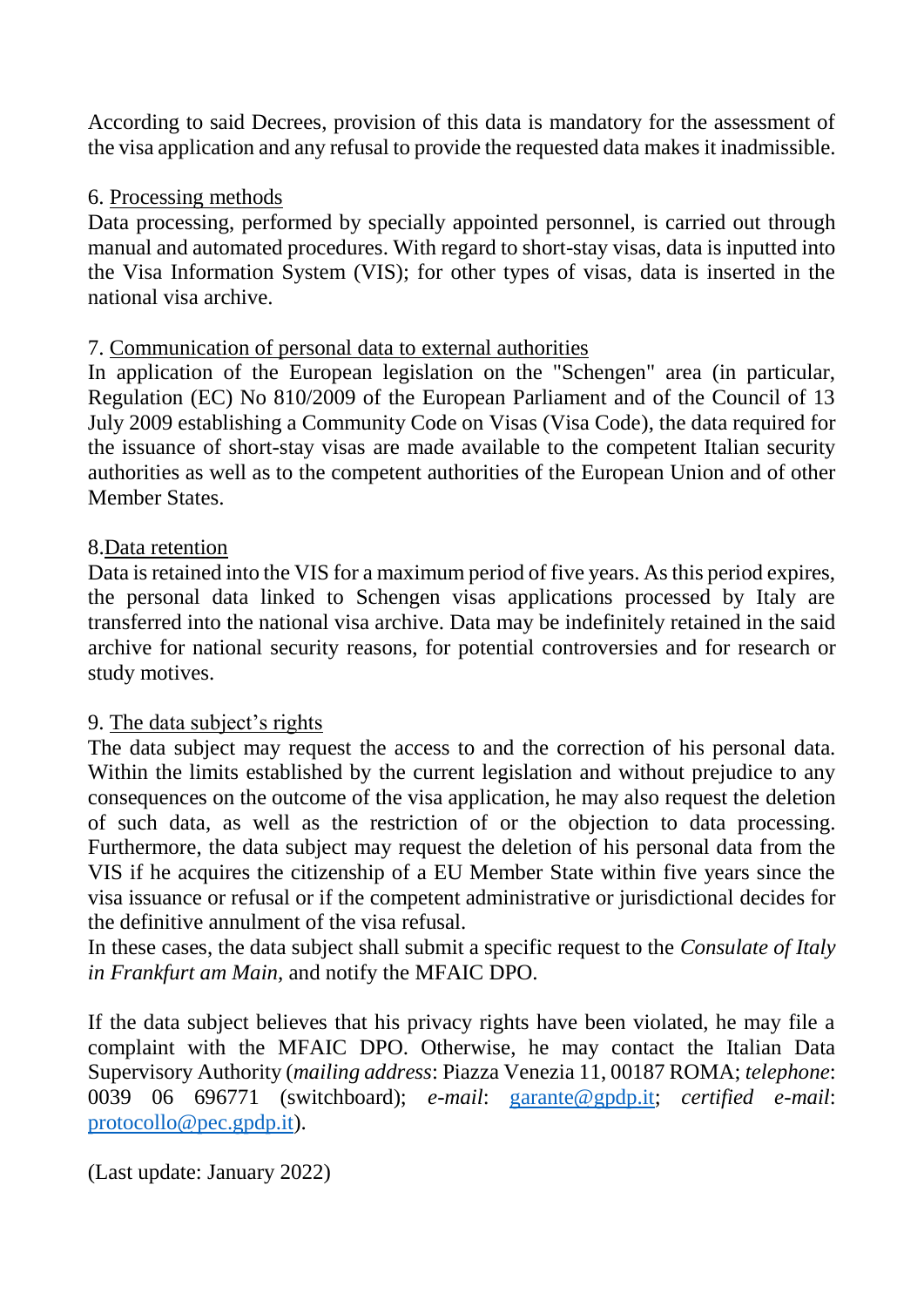According to said Decrees, provision of this data is mandatory for the assessment of the visa application and any refusal to provide the requested data makes it inadmissible.

6. Processing methods

Data processing, performed by specially appointed personnel, is carried out through manual and automated procedures. With regard to short-stay visas, data is inputted into the Visa Information System (VIS); for other types of visas, data is inserted in the national visa archive.

7. Communication of personal data to external authorities

In application of the European legislation on the "Schengen" area (in particular, Regulation (EC) No 810/2009 of the European Parliament and of the Council of 13 July 2009 establishing a Community Code on Visas (Visa Code), the data required for the issuance of short-stay visas are made available to the competent Italian security authorities as well as to the competent authorities of the European Union and of other Member States.

8.Data retention

Data is retained into the VIS for a maximum period of five years. As this period expires, the personal data linked to Schengen visas applications processed by Italy are transferred into the national visa archive. Data may be indefinitely retained in the said archive for national security reasons, for potential controversies and for research or study motives.

9. The data subject's rights

The data subject may request the access to and the correction of his personal data. Within the limits established by the current legislation and without prejudice to any consequences on the outcome of the visa application, he may also request the deletion of such data, as well as the restriction of or the objection to data processing. Furthermore, the data subject may request the deletion of his personal data from the VIS if he acquires the citizenship of a EU Member State within five years since the visa issuance or refusal or if the competent administrative or jurisdictional decides for the definitive annulment of the visa refusal.

In these cases, the data subject shall submit a specific request to the *Consulate of Italy in Frankfurt am Main*, and notify the MFAIC DPO.

If the data subject believes that his privacy rights have been violated, he may file a complaint with the MFAIC DPO. Otherwise, he may contact the Italian Data Supervisory Authority (*mailing address*: Piazza Venezia 11, 00187 ROMA; *telephone*: 0039 06 696771 (switchboard); *e-mail*: garante@gpdp.it; *certified e-mail*: protocollo@pec.gpdp.it).

(Last update: January 2022)